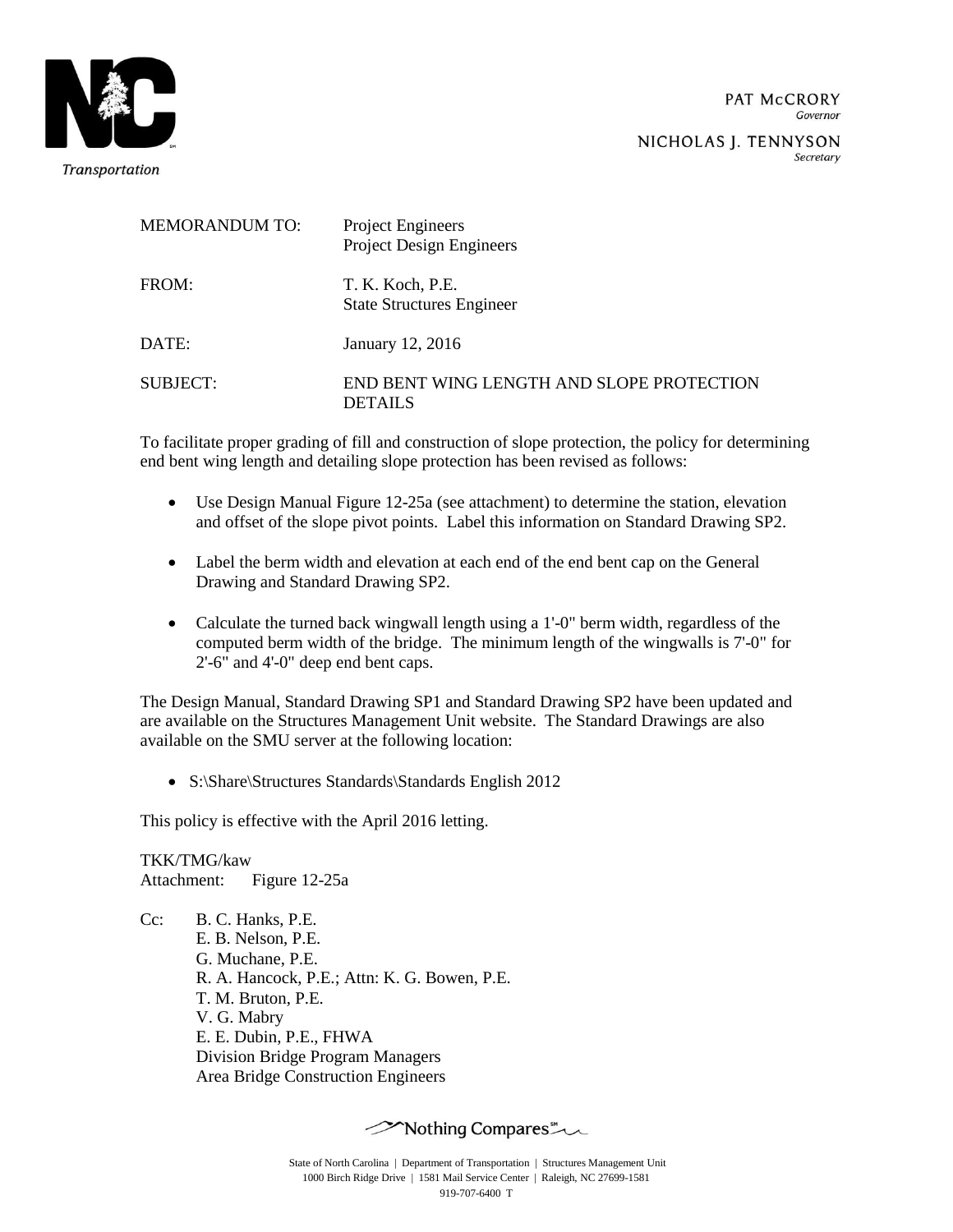Transportation

PAT McCRORY
*Governor*

NICHOLAS J. TENNYSON
*Secretary*

| | |
|---|---|
| MEMORANDUM TO: | Project Engineers<br>Project Design Engineers |
| FROM: | T. K. Koch, P.E.<br>State Structures Engineer |
| DATE: | January 12, 2016 |
| SUBJECT: | END BENT WING LENGTH AND SLOPE PROTECTION DETAILS |

To facilitate proper grading of fill and construction of slope protection, the policy for determining end bent wing length and detailing slope protection has been revised as follows:

- Use Design Manual Figure 12-25a (see attachment) to determine the station, elevation and offset of the slope pivot points. Label this information on Standard Drawing SP2.

- Label the berm width and elevation at each end of the end bent cap on the General Drawing and Standard Drawing SP2.

- Calculate the turned back wingwall length using a 1'-0" berm width, regardless of the computed berm width of the bridge. The minimum length of the wingwalls is 7'-0" for 2'-6" and 4'-0" deep end bent caps.

The Design Manual, Standard Drawing SP1 and Standard Drawing SP2 have been updated and are available on the Structures Management Unit website. The Standard Drawings are also available on the SMU server at the following location:

- S:\Share\Structures Standards\Standards English 2012

This policy is effective with the April 2016 letting.

TKK/TMG/kaw
Attachment: Figure 12-25a

Cc: B. C. Hanks, P.E.
E. B. Nelson, P.E.
G. Muchane, P.E.
R. A. Hancock, P.E.; Attn: K. G. Bowen, P.E.
T. M. Bruton, P.E.
V. G. Mabry
E. E. Dubin, P.E., FHWA
Division Bridge Program Managers
Area Bridge Construction Engineers

Nothing Compares℠

State of North Carolina | Department of Transportation | Structures Management Unit
1000 Birch Ridge Drive | 1581 Mail Service Center | Raleigh, NC 27699-1581
919-707-6400 T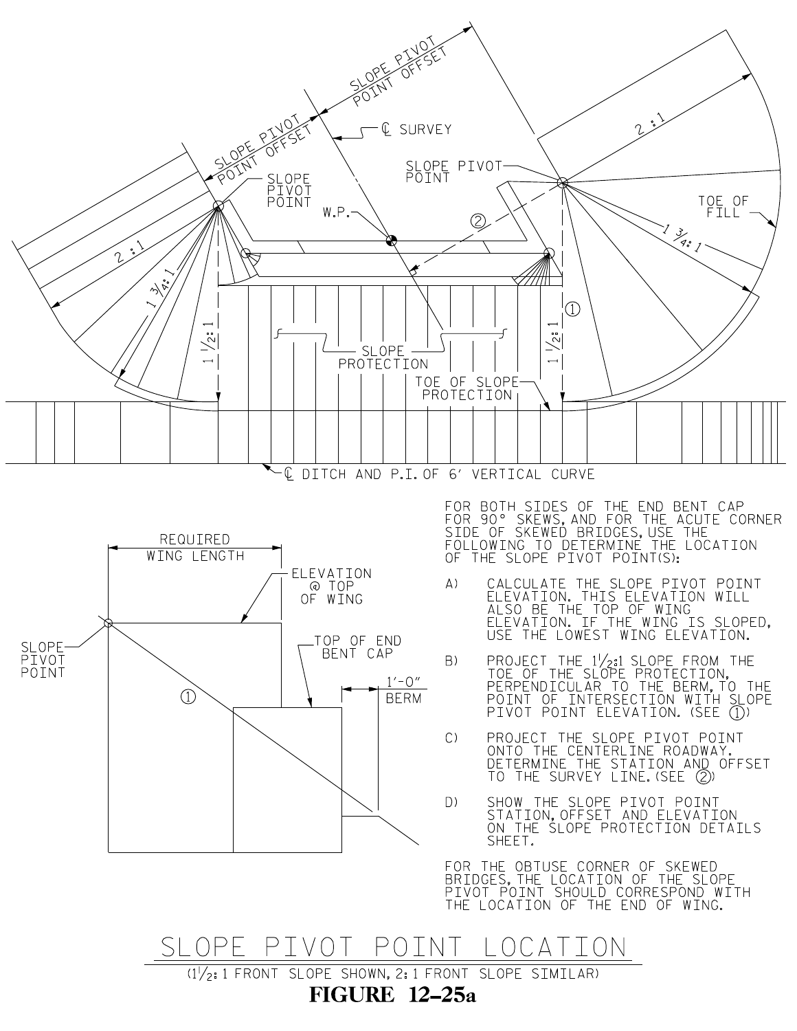SLOPE PIVOT POINT OFFSET

SLOPE PIVOT POINT OFFSET

℄ SURVEY

SLOPE PIVOT POINT

SLOPE PIVOT POINT

W.P.

②

2:1

2:1

TOE OF FILL

1 3/4:1

1 3/4:1

$1\frac{1}{2}$:1

$1\frac{1}{2}$:1

①

SLOPE PROTECTION

TOE OF SLOPE PROTECTION

℄ DITCH AND P.I. OF 6' VERTICAL CURVE

REQUIRED WING LENGTH

ELEVATION @ TOP OF WING

SLOPE PIVOT POINT

TOP OF END BENT CAP

1'-0" BERM

①

FOR BOTH SIDES OF THE END BENT CAP FOR 90° SKEWS, AND FOR THE ACUTE CORNER SIDE OF SKEWED BRIDGES, USE THE FOLLOWING TO DETERMINE THE LOCATION OF THE SLOPE PIVOT POINT(S):

A) CALCULATE THE SLOPE PIVOT POINT ELEVATION. THIS ELEVATION WILL ALSO BE THE TOP OF WING ELEVATION. IF THE WING IS SLOPED, USE THE LOWEST WING ELEVATION.

B) PROJECT THE $1\frac{1}{2}$:1 SLOPE FROM THE TOE OF THE SLOPE PROTECTION, PERPENDICULAR TO THE BERM, TO THE POINT OF INTERSECTION WITH SLOPE PIVOT POINT ELEVATION. (SEE ①)

C) PROJECT THE SLOPE PIVOT POINT ONTO THE CENTERLINE ROADWAY. DETERMINE THE STATION AND OFFSET TO THE SURVEY LINE. (SEE ②)

D) SHOW THE SLOPE PIVOT POINT STATION, OFFSET AND ELEVATION ON THE SLOPE PROTECTION DETAILS SHEET.

FOR THE OBTUSE CORNER OF SKEWED BRIDGES, THE LOCATION OF THE SLOPE PIVOT POINT SHOULD CORRESPOND WITH THE LOCATION OF THE END OF WING.

SLOPE PIVOT POINT LOCATION

($1\frac{1}{2}$:1 FRONT SLOPE SHOWN, 2:1 FRONT SLOPE SIMILAR)

**FIGURE 12–25a**